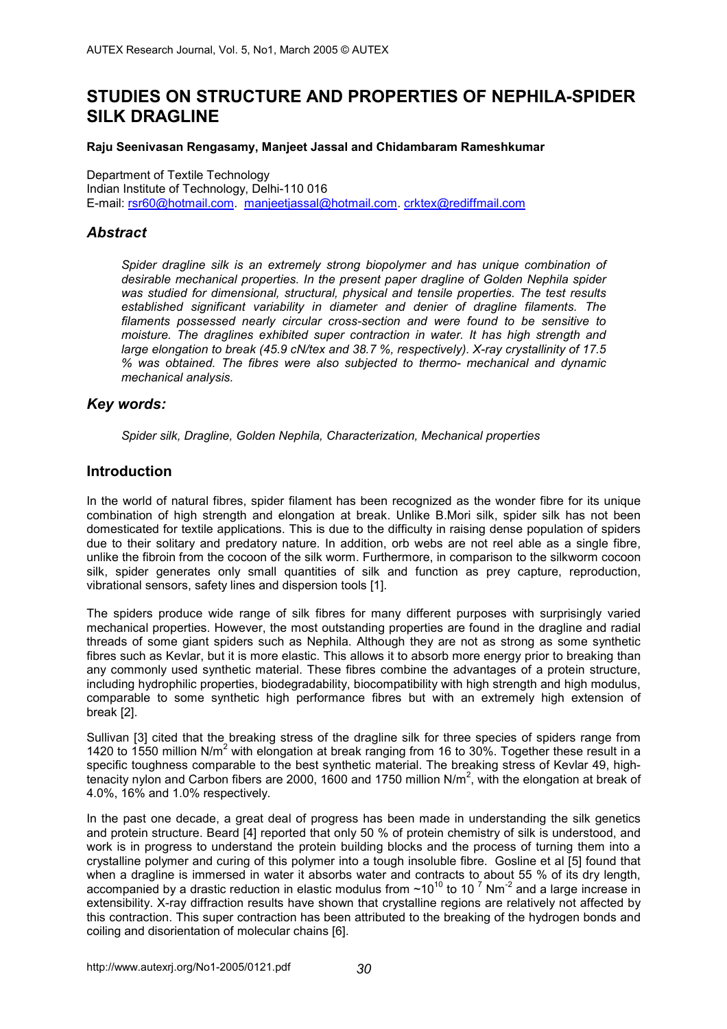# STUDIES ON STRUCTURE AND PROPERTIES OF NEPHILA-SPIDER SILK DRAGLINE

**Raju Seenivasan Rengasamy, Manjeet Jassal and Chidambaram Rameshkumar**

Department of Textile Technology
Indian Institute of Technology, Delhi-110 016
E-mail: rsr60@hotmail.com. manjeetjassal@hotmail.com. crktex@rediffmail.com

## *Abstract*

*Spider dragline silk is an extremely strong biopolymer and has unique combination of desirable mechanical properties. In the present paper dragline of Golden Nephila spider was studied for dimensional, structural, physical and tensile properties. The test results established significant variability in diameter and denier of dragline filaments. The filaments possessed nearly circular cross-section and were found to be sensitive to moisture. The draglines exhibited super contraction in water. It has high strength and large elongation to break (45.9 cN/tex and 38.7 %, respectively). X-ray crystallinity of 17.5 % was obtained. The fibres were also subjected to thermo- mechanical and dynamic mechanical analysis.*

## *Key words:*

*Spider silk, Dragline, Golden Nephila, Characterization, Mechanical properties*

## Introduction

In the world of natural fibres, spider filament has been recognized as the wonder fibre for its unique combination of high strength and elongation at break. Unlike B.Mori silk, spider silk has not been domesticated for textile applications. This is due to the difficulty in raising dense population of spiders due to their solitary and predatory nature. In addition, orb webs are not reel able as a single fibre, unlike the fibroin from the cocoon of the silk worm. Furthermore, in comparison to the silkworm cocoon silk, spider generates only small quantities of silk and function as prey capture, reproduction, vibrational sensors, safety lines and dispersion tools [1].

The spiders produce wide range of silk fibres for many different purposes with surprisingly varied mechanical properties. However, the most outstanding properties are found in the dragline and radial threads of some giant spiders such as Nephila. Although they are not as strong as some synthetic fibres such as Kevlar, but it is more elastic. This allows it to absorb more energy prior to breaking than any commonly used synthetic material. These fibres combine the advantages of a protein structure, including hydrophilic properties, biodegradability, biocompatibility with high strength and high modulus, comparable to some synthetic high performance fibres but with an extremely high extension of break [2].

Sullivan [3] cited that the breaking stress of the dragline silk for three species of spiders range from 1420 to 1550 million N/m$^2$ with elongation at break ranging from 16 to 30%. Together these result in a specific toughness comparable to the best synthetic material. The breaking stress of Kevlar 49, high-tenacity nylon and Carbon fibers are 2000, 1600 and 1750 million N/m$^2$, with the elongation at break of 4.0%, 16% and 1.0% respectively.

In the past one decade, a great deal of progress has been made in understanding the silk genetics and protein structure. Beard [4] reported that only 50 % of protein chemistry of silk is understood, and work is in progress to understand the protein building blocks and the process of turning them into a crystalline polymer and curing of this polymer into a tough insoluble fibre. Gosline et al [5] found that when a dragline is immersed in water it absorbs water and contracts to about 55 % of its dry length, accompanied by a drastic reduction in elastic modulus from ~$10^{10}$ to $10^{7}$ Nm$^{-2}$ and a large increase in extensibility. X-ray diffraction results have shown that crystalline regions are relatively not affected by this contraction. This super contraction has been attributed to the breaking of the hydrogen bonds and coiling and disorientation of molecular chains [6].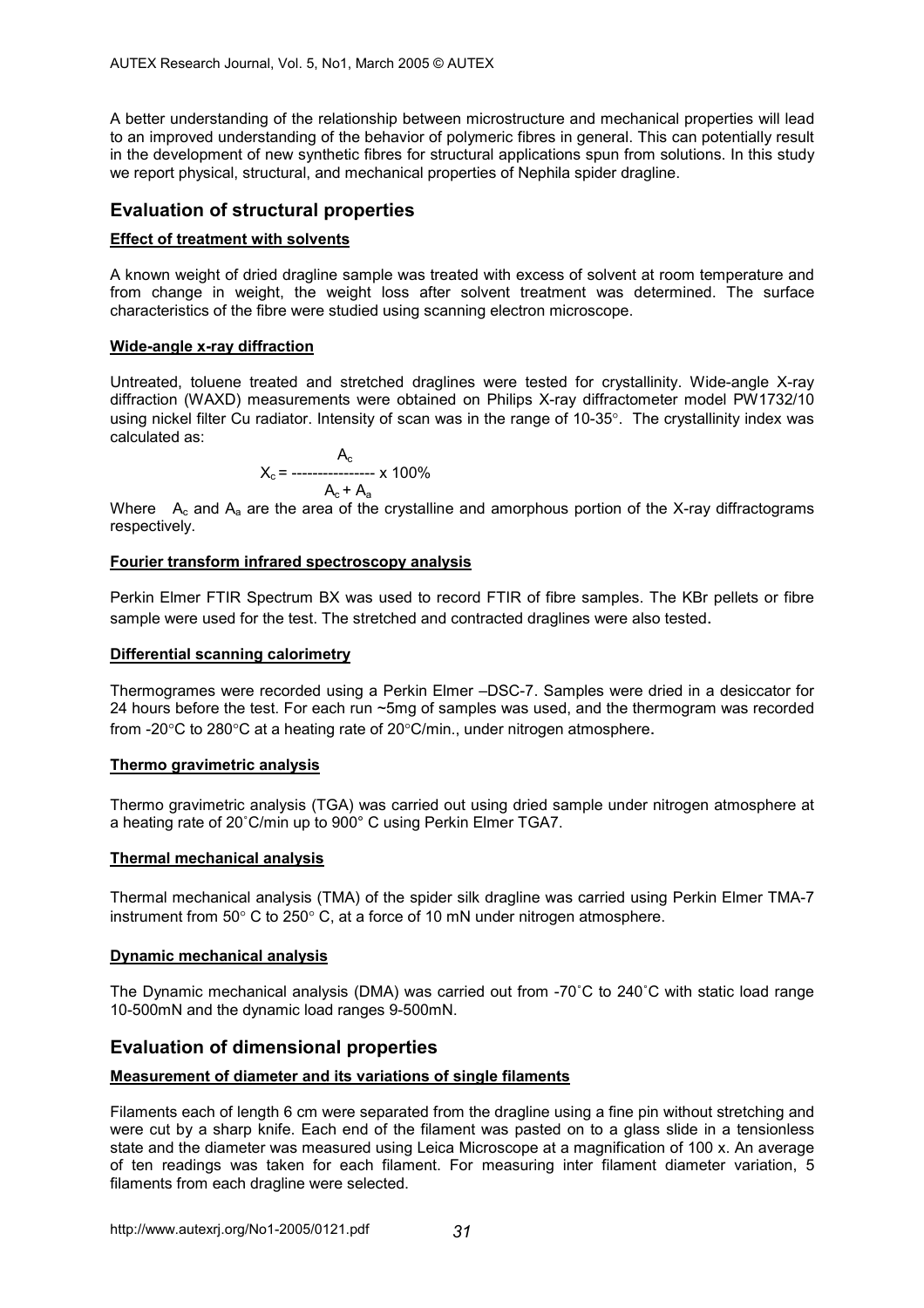A better understanding of the relationship between microstructure and mechanical properties will lead to an improved understanding of the behavior of polymeric fibres in general. This can potentially result in the development of new synthetic fibres for structural applications spun from solutions. In this study we report physical, structural, and mechanical properties of Nephila spider dragline.

## Evaluation of structural properties

### Effect of treatment with solvents

A known weight of dried dragline sample was treated with excess of solvent at room temperature and from change in weight, the weight loss after solvent treatment was determined. The surface characteristics of the fibre were studied using scanning electron microscope.

### Wide-angle x-ray diffraction

Untreated, toluene treated and stretched draglines were tested for crystallinity. Wide-angle X-ray diffraction (WAXD) measurements were obtained on Philips X-ray diffractometer model PW1732/10 using nickel filter Cu radiator. Intensity of scan was in the range of 10-35°. The crystallinity index was calculated as:

$$X_c = \frac{A_c}{A_c + A_a} \times 100\%$$

Where $A_c$ and $A_a$ are the area of the crystalline and amorphous portion of the X-ray diffractograms respectively.

### Fourier transform infrared spectroscopy analysis

Perkin Elmer FTIR Spectrum BX was used to record FTIR of fibre samples. The KBr pellets or fibre sample were used for the test. The stretched and contracted draglines were also tested.

### Differential scanning calorimetry

Thermogrames were recorded using a Perkin Elmer –DSC-7. Samples were dried in a desiccator for 24 hours before the test. For each run ~5mg of samples was used, and the thermogram was recorded from -20°C to 280°C at a heating rate of 20°C/min., under nitrogen atmosphere.

### Thermo gravimetric analysis

Thermo gravimetric analysis (TGA) was carried out using dried sample under nitrogen atmosphere at a heating rate of 20˚C/min up to 900° C using Perkin Elmer TGA7.

### Thermal mechanical analysis

Thermal mechanical analysis (TMA) of the spider silk dragline was carried using Perkin Elmer TMA-7 instrument from 50° C to 250° C, at a force of 10 mN under nitrogen atmosphere.

### Dynamic mechanical analysis

The Dynamic mechanical analysis (DMA) was carried out from -70˚C to 240˚C with static load range 10-500mN and the dynamic load ranges 9-500mN.

## Evaluation of dimensional properties

### Measurement of diameter and its variations of single filaments

Filaments each of length 6 cm were separated from the dragline using a fine pin without stretching and were cut by a sharp knife. Each end of the filament was pasted on to a glass slide in a tensionless state and the diameter was measured using Leica Microscope at a magnification of 100 x. An average of ten readings was taken for each filament. For measuring inter filament diameter variation, 5 filaments from each dragline were selected.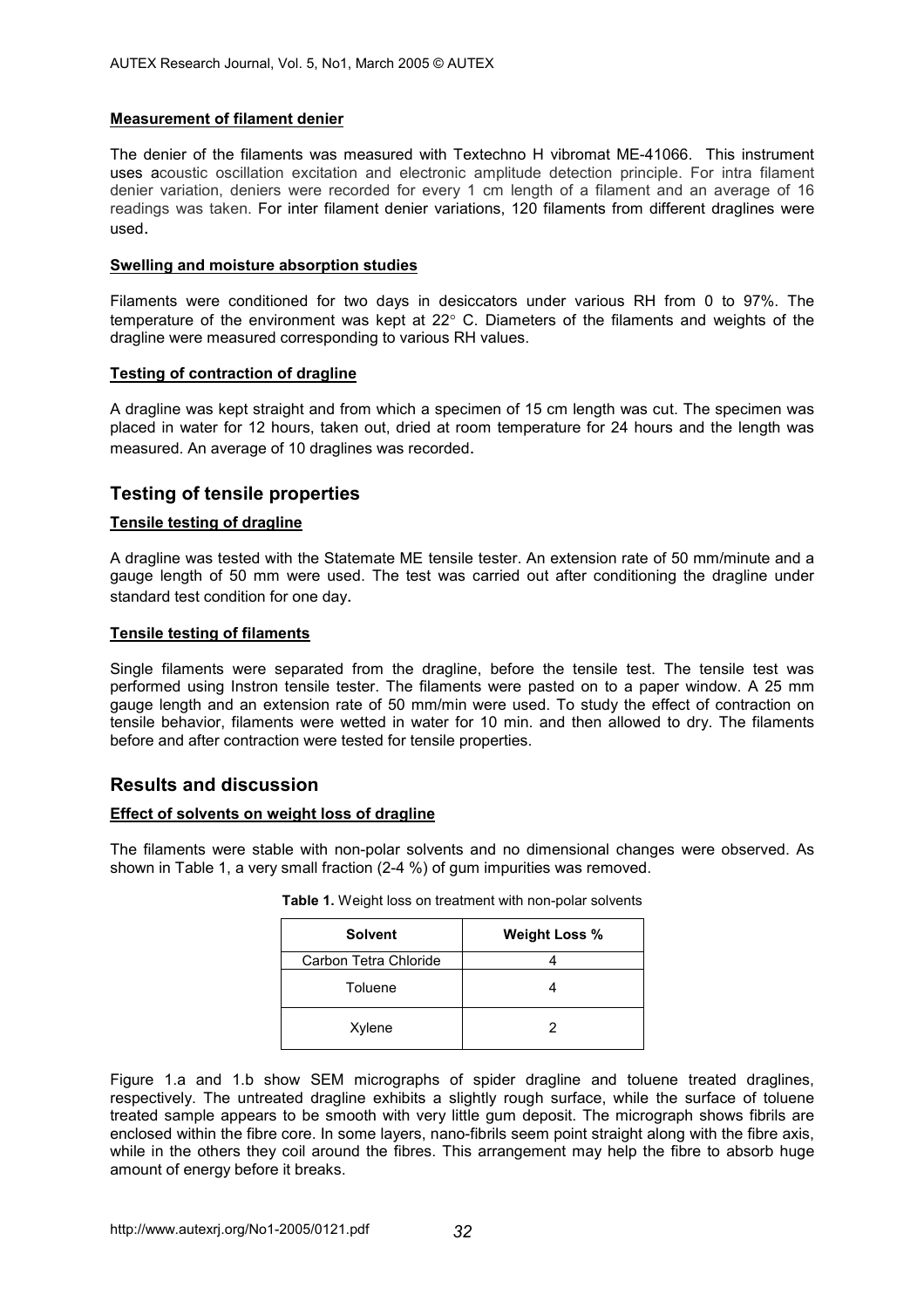#### Measurement of filament denier

The denier of the filaments was measured with Textechno H vibromat ME-41066. This instrument uses acoustic oscillation excitation and electronic amplitude detection principle. For intra filament denier variation, deniers were recorded for every 1 cm length of a filament and an average of 16 readings was taken. For inter filament denier variations, 120 filaments from different draglines were used.

#### Swelling and moisture absorption studies

Filaments were conditioned for two days in desiccators under various RH from 0 to 97%. The temperature of the environment was kept at 22° C. Diameters of the filaments and weights of the dragline were measured corresponding to various RH values.

#### Testing of contraction of dragline

A dragline was kept straight and from which a specimen of 15 cm length was cut. The specimen was placed in water for 12 hours, taken out, dried at room temperature for 24 hours and the length was measured. An average of 10 draglines was recorded.

## Testing of tensile properties

#### Tensile testing of dragline

A dragline was tested with the Statemate ME tensile tester. An extension rate of 50 mm/minute and a gauge length of 50 mm were used. The test was carried out after conditioning the dragline under standard test condition for one day.

#### Tensile testing of filaments

Single filaments were separated from the dragline, before the tensile test. The tensile test was performed using Instron tensile tester. The filaments were pasted on to a paper window. A 25 mm gauge length and an extension rate of 50 mm/min were used. To study the effect of contraction on tensile behavior, filaments were wetted in water for 10 min. and then allowed to dry. The filaments before and after contraction were tested for tensile properties.

## Results and discussion

#### Effect of solvents on weight loss of dragline

The filaments were stable with non-polar solvents and no dimensional changes were observed. As shown in Table 1, a very small fraction (2-4 %) of gum impurities was removed.

**Table 1.** Weight loss on treatment with non-polar solvents

| Solvent | Weight Loss % |
|---|---|
| Carbon Tetra Chloride | 4 |
| Toluene | 4 |
| Xylene | 2 |

Figure 1.a and 1.b show SEM micrographs of spider dragline and toluene treated draglines, respectively. The untreated dragline exhibits a slightly rough surface, while the surface of toluene treated sample appears to be smooth with very little gum deposit. The micrograph shows fibrils are enclosed within the fibre core. In some layers, nano-fibrils seem point straight along with the fibre axis, while in the others they coil around the fibres. This arrangement may help the fibre to absorb huge amount of energy before it breaks.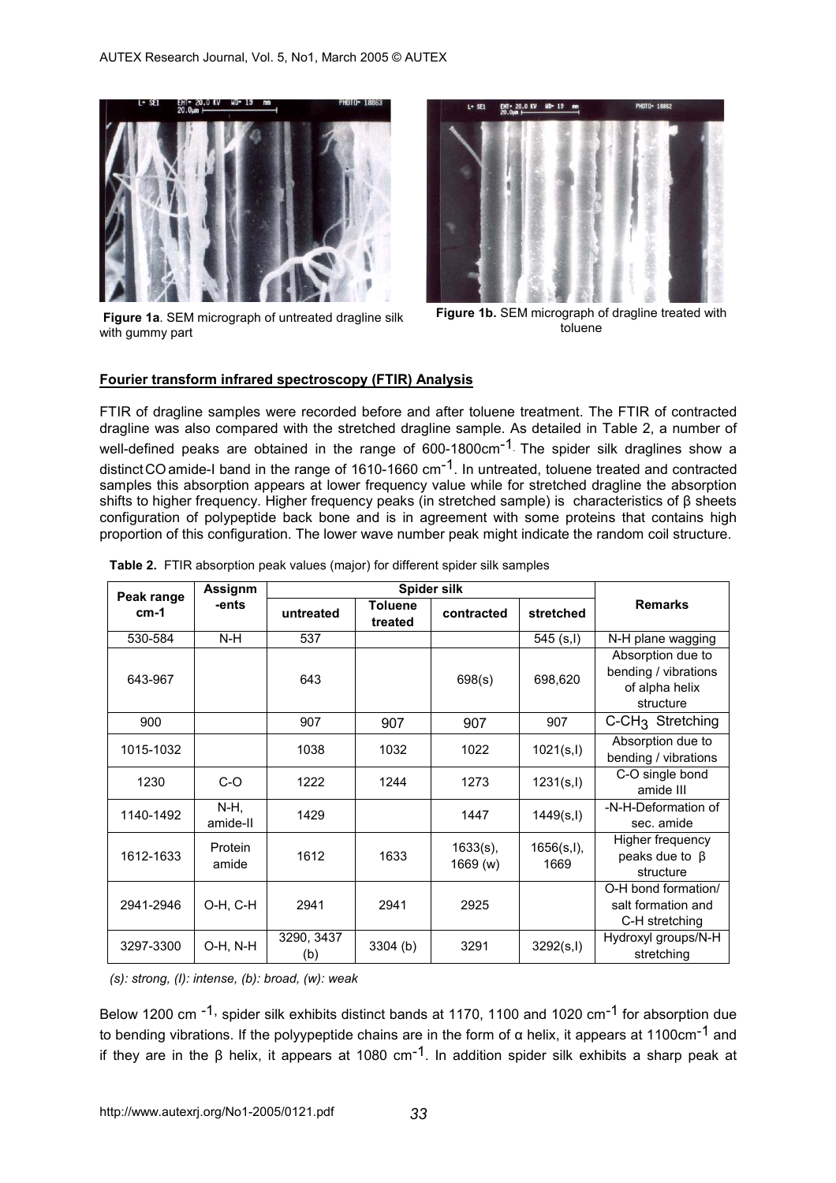Figure 1a. SEM micrograph of untreated dragline silk with gummy part

Figure 1b. SEM micrograph of dragline treated with toluene

## Fourier transform infrared spectroscopy (FTIR) Analysis

FTIR of dragline samples were recorded before and after toluene treatment. The FTIR of contracted dragline was also compared with the stretched dragline sample. As detailed in Table 2, a number of well-defined peaks are obtained in the range of 600-1800cm$^{-1}$. The spider silk draglines show a distinct CO amide-I band in the range of 1610-1660 cm$^{-1}$. In untreated, toluene treated and contracted samples this absorption appears at lower frequency value while for stretched dragline the absorption shifts to higher frequency. Higher frequency peaks (in stretched sample) is characteristics of β sheets configuration of polypeptide back bone and is in agreement with some proteins that contains high proportion of this configuration. The lower wave number peak might indicate the random coil structure.

**Table 2.** FTIR absorption peak values (major) for different spider silk samples

| Peak range cm-1 | Assignm -ents | Spider silk | | | | Remarks |
|---|---|---|---|---|---|---|
| | | untreated | Toluene treated | contracted | stretched | |
| 530-584 | N-H | 537 | | | 545 (s,I) | N-H plane wagging |
| 643-967 | | 643 | | 698(s) | 698,620 | Absorption due to bending / vibrations of alpha helix structure |
| 900 | | 907 | 907 | 907 | 907 | $C\text{-}CH_3$ Stretching |
| 1015-1032 | | 1038 | 1032 | 1022 | 1021(s,I) | Absorption due to bending / vibrations |
| 1230 | C-O | 1222 | 1244 | 1273 | 1231(s,I) | C-O single bond amide III |
| 1140-1492 | N-H, amide-II | 1429 | | 1447 | 1449(s,I) | -N-H-Deformation of sec. amide |
| 1612-1633 | Protein amide | 1612 | 1633 | 1633(s), 1669 (w) | 1656(s,I), 1669 | Higher frequency peaks due to β structure |
| 2941-2946 | O-H, C-H | 2941 | 2941 | 2925 | | O-H bond formation/ salt formation and C-H stretching |
| 3297-3300 | O-H, N-H | 3290, 3437 (b) | 3304 (b) | 3291 | 3292(s,I) | Hydroxyl groups/N-H stretching |

*(s): strong, (I): intense, (b): broad, (w): weak*

Below 1200 cm$^{-1}$, spider silk exhibits distinct bands at 1170, 1100 and 1020 cm$^{-1}$ for absorption due to bending vibrations. If the polyypeptide chains are in the form of α helix, it appears at 1100cm$^{-1}$ and if they are in the β helix, it appears at 1080 cm$^{-1}$. In addition spider silk exhibits a sharp peak at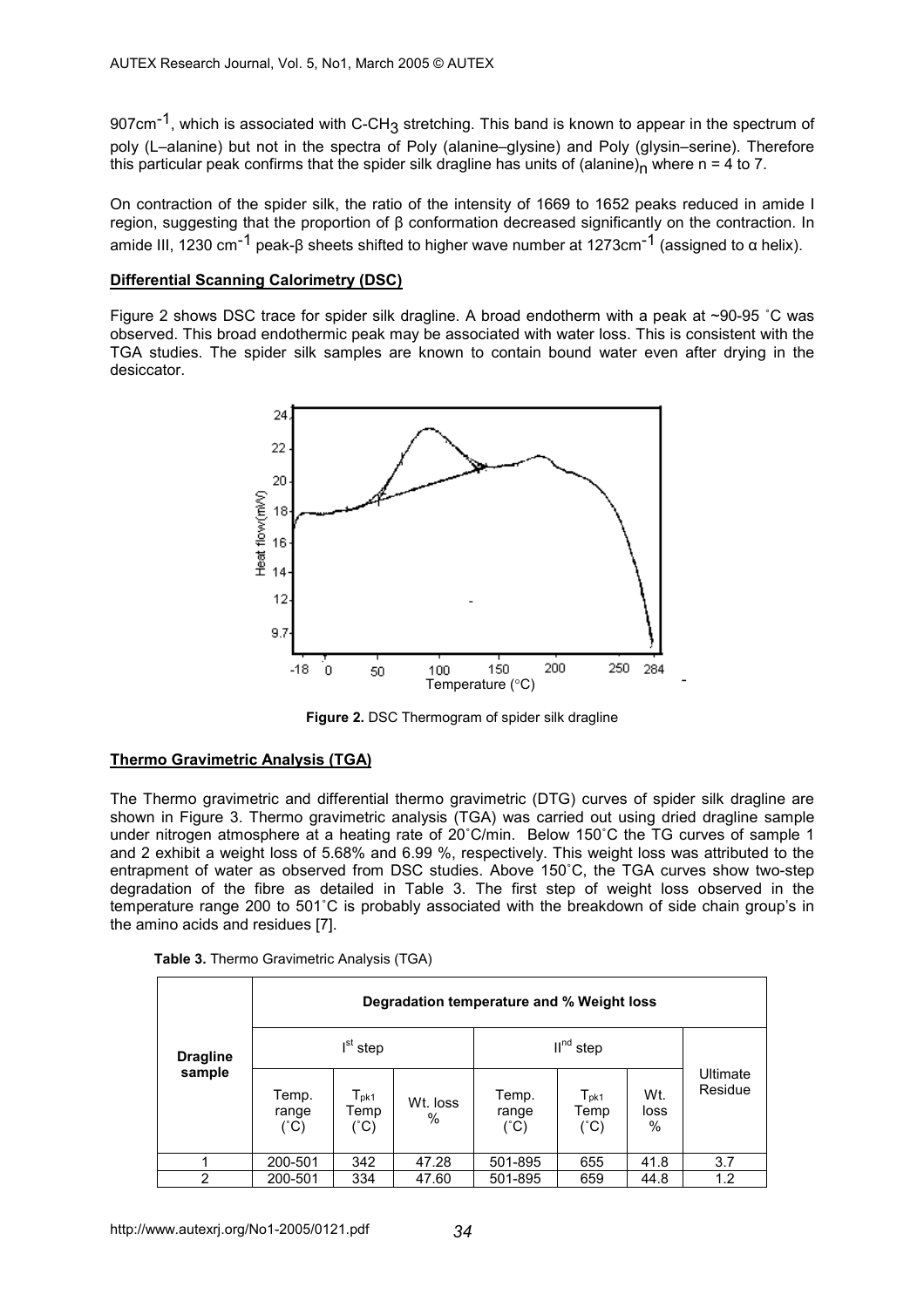907cm$^{-1}$, which is associated with C-$CH_3$ stretching. This band is known to appear in the spectrum of poly (L–alanine) but not in the spectra of Poly (alanine–glysine) and Poly (glysin–serine). Therefore this particular peak confirms that the spider silk dragline has units of $(\text{alanine})_n$ where n = 4 to 7.

On contraction of the spider silk, the ratio of the intensity of 1669 to 1652 peaks reduced in amide I region, suggesting that the proportion of β conformation decreased significantly on the contraction. In amide III, 1230 cm$^{-1}$ peak-β sheets shifted to higher wave number at 1273cm$^{-1}$ (assigned to α helix).

## Differential Scanning Calorimetry (DSC)

Figure 2 shows DSC trace for spider silk dragline. A broad endotherm with a peak at ~90-95 ˚C was observed. This broad endothermic peak may be associated with water loss. This is consistent with the TGA studies. The spider silk samples are known to contain bound water even after drying in the desiccator.

**Figure 2.** DSC Thermogram of spider silk dragline

## Thermo Gravimetric Analysis (TGA)

The Thermo gravimetric and differential thermo gravimetric (DTG) curves of spider silk dragline are shown in Figure 3. Thermo gravimetric analysis (TGA) was carried out using dried dragline sample under nitrogen atmosphere at a heating rate of 20˚C/min. Below 150˚C the TG curves of sample 1 and 2 exhibit a weight loss of 5.68% and 6.99 %, respectively. This weight loss was attributed to the entrapment of water as observed from DSC studies. Above 150˚C, the TGA curves show two-step degradation of the fibre as detailed in Table 3. The first step of weight loss observed in the temperature range 200 to 501˚C is probably associated with the breakdown of side chain group's in the amino acids and residues [7].

**Table 3.** Thermo Gravimetric Analysis (TGA)

| Dragline sample | Degradation temperature and % Weight loss | | | | | | |
|---|---|---|---|---|---|---|---|
| | I$^{st}$ step | | | II$^{nd}$ step | | | Ultimate Residue |
| | Temp. range (˚C) | $T_{pk1}$ Temp (˚C) | Wt. loss % | Temp. range (˚C) | $T_{pk1}$ Temp (˚C) | Wt. loss % | |
| 1 | 200-501 | 342 | 47.28 | 501-895 | 655 | 41.8 | 3.7 |
| 2 | 200-501 | 334 | 47.60 | 501-895 | 659 | 44.8 | 1.2 |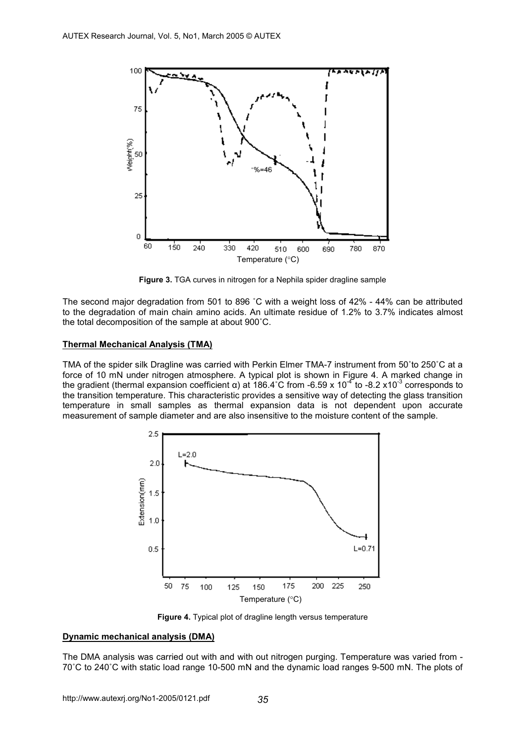**Figure 3.** TGA curves in nitrogen for a Nephila spider dragline sample

The second major degradation from 501 to 896 ˚C with a weight loss of 42% - 44% can be attributed to the degradation of main chain amino acids. An ultimate residue of 1.2% to 3.7% indicates almost the total decomposition of the sample at about 900˚C.

## Thermal Mechanical Analysis (TMA)

TMA of the spider silk Dragline was carried with Perkin Elmer TMA-7 instrument from 50˚to 250˚C at a force of 10 mN under nitrogen atmosphere. A typical plot is shown in Figure 4. A marked change in the gradient (thermal expansion coefficient α) at 186.4˚C from $-6.59 \times 10^{-4}$ to $-8.2 \times 10^{-3}$ corresponds to the transition temperature. This characteristic provides a sensitive way of detecting the glass transition temperature in small samples as thermal expansion data is not dependent upon accurate measurement of sample diameter and are also insensitive to the moisture content of the sample.

**Figure 4.** Typical plot of dragline length versus temperature

## Dynamic mechanical analysis (DMA)

The DMA analysis was carried out with and with out nitrogen purging. Temperature was varied from -70˚C to 240˚C with static load range 10-500 mN and the dynamic load ranges 9-500 mN. The plots of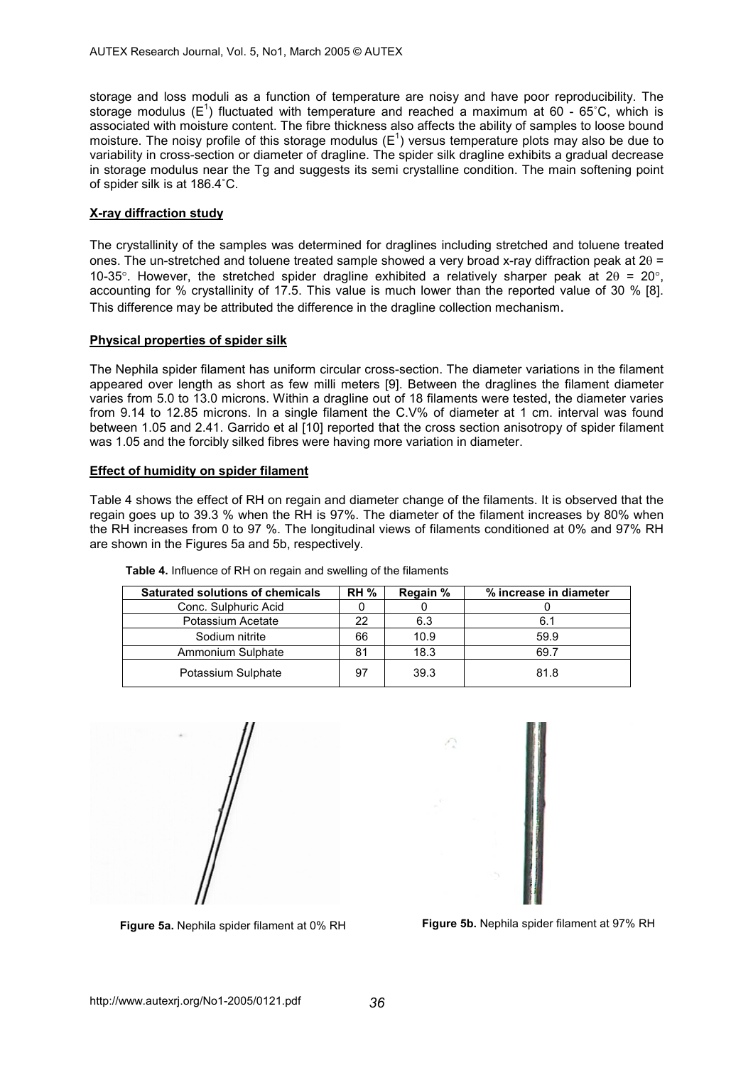storage and loss moduli as a function of temperature are noisy and have poor reproducibility. The storage modulus ($E^1$) fluctuated with temperature and reached a maximum at 60 - 65˚C, which is associated with moisture content. The fibre thickness also affects the ability of samples to loose bound moisture. The noisy profile of this storage modulus ($E^1$) versus temperature plots may also be due to variability in cross-section or diameter of dragline. The spider silk dragline exhibits a gradual decrease in storage modulus near the Tg and suggests its semi crystalline condition. The main softening point of spider silk is at 186.4˚C.

## X-ray diffraction study

The crystallinity of the samples was determined for draglines including stretched and toluene treated ones. The un-stretched and toluene treated sample showed a very broad x-ray diffraction peak at $2\theta$ = 10-35°. However, the stretched spider dragline exhibited a relatively sharper peak at $2\theta$ = 20°, accounting for % crystallinity of 17.5. This value is much lower than the reported value of 30 % [8]. This difference may be attributed the difference in the dragline collection mechanism.

## Physical properties of spider silk

The Nephila spider filament has uniform circular cross-section. The diameter variations in the filament appeared over length as short as few milli meters [9]. Between the draglines the filament diameter varies from 5.0 to 13.0 microns. Within a dragline out of 18 filaments were tested, the diameter varies from 9.14 to 12.85 microns. In a single filament the C.V% of diameter at 1 cm. interval was found between 1.05 and 2.41. Garrido et al [10] reported that the cross section anisotropy of spider filament was 1.05 and the forcibly silked fibres were having more variation in diameter.

## Effect of humidity on spider filament

Table 4 shows the effect of RH on regain and diameter change of the filaments. It is observed that the regain goes up to 39.3 % when the RH is 97%. The diameter of the filament increases by 80% when the RH increases from 0 to 97 %. The longitudinal views of filaments conditioned at 0% and 97% RH are shown in the Figures 5a and 5b, respectively.

**Table 4.** Influence of RH on regain and swelling of the filaments

| Saturated solutions of chemicals | RH % | Regain % | % increase in diameter |
|---|---|---|---|
| Conc. Sulphuric Acid | 0 | 0 | 0 |
| Potassium Acetate | 22 | 6.3 | 6.1 |
| Sodium nitrite | 66 | 10.9 | 59.9 |
| Ammonium Sulphate | 81 | 18.3 | 69.7 |
| Potassium Sulphate | 97 | 39.3 | 81.8 |

**Figure 5a.** Nephila spider filament at 0% RH

**Figure 5b.** Nephila spider filament at 97% RH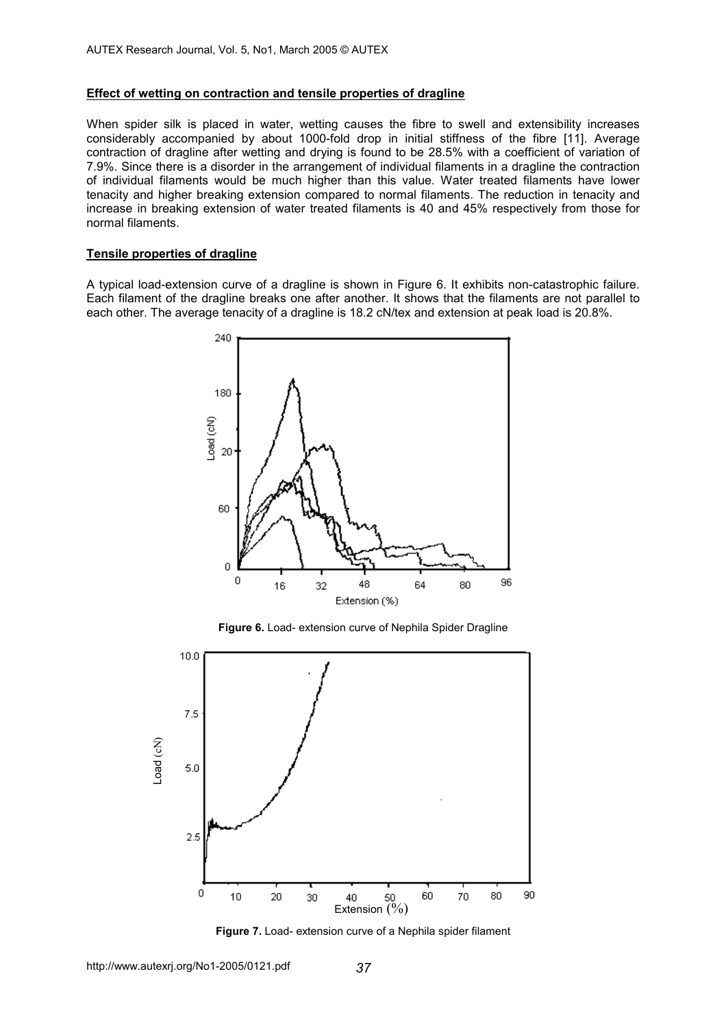### Effect of wetting on contraction and tensile properties of dragline

When spider silk is placed in water, wetting causes the fibre to swell and extensibility increases considerably accompanied by about 1000-fold drop in initial stiffness of the fibre [11]. Average contraction of dragline after wetting and drying is found to be 28.5% with a coefficient of variation of 7.9%. Since there is a disorder in the arrangement of individual filaments in a dragline the contraction of individual filaments would be much higher than this value. Water treated filaments have lower tenacity and higher breaking extension compared to normal filaments. The reduction in tenacity and increase in breaking extension of water treated filaments is 40 and 45% respectively from those for normal filaments.

### Tensile properties of dragline

A typical load-extension curve of a dragline is shown in Figure 6. It exhibits non-catastrophic failure. Each filament of the dragline breaks one after another. It shows that the filaments are not parallel to each other. The average tenacity of a dragline is 18.2 cN/tex and extension at peak load is 20.8%.

**Figure 6.** Load- extension curve of Nephila Spider Dragline

**Figure 7.** Load- extension curve of a Nephila spider filament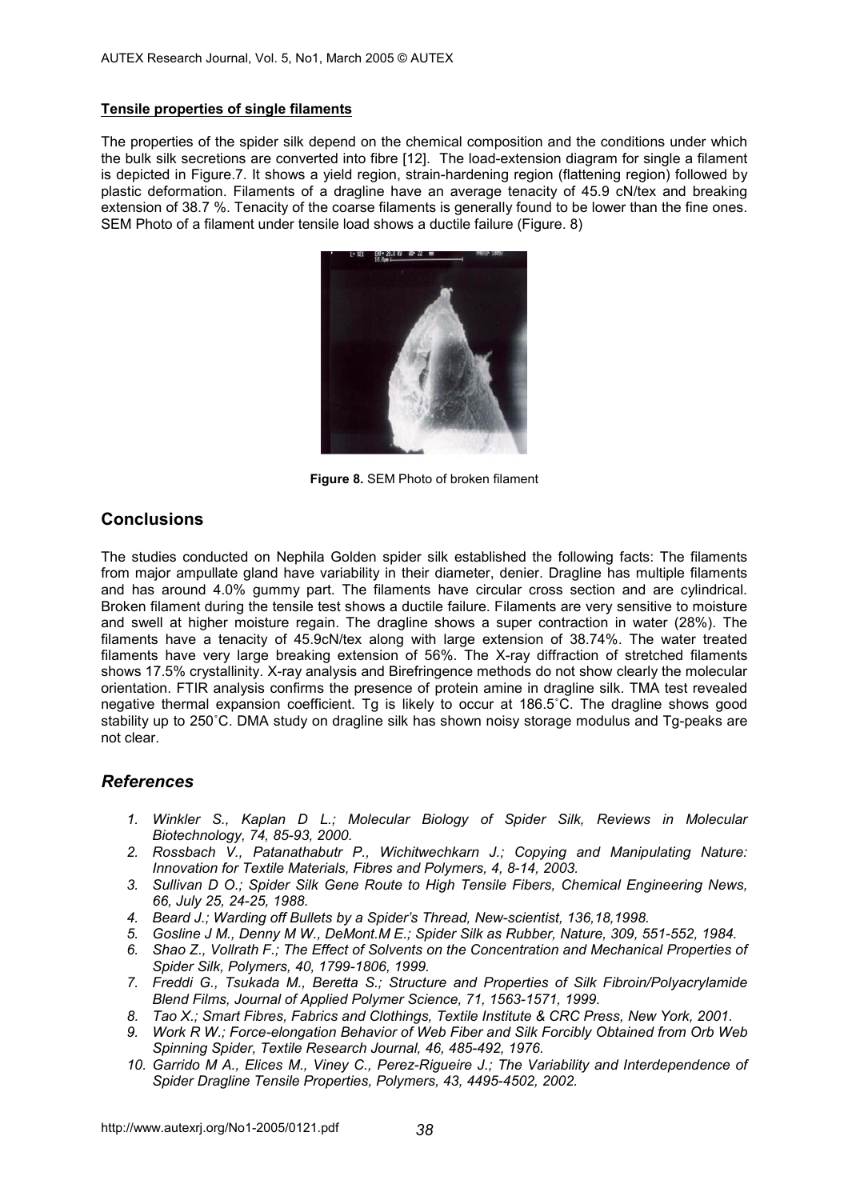### Tensile properties of single filaments

The properties of the spider silk depend on the chemical composition and the conditions under which the bulk silk secretions are converted into fibre [12]. The load-extension diagram for single a filament is depicted in Figure.7. It shows a yield region, strain-hardening region (flattening region) followed by plastic deformation. Filaments of a dragline have an average tenacity of 45.9 cN/tex and breaking extension of 38.7 %. Tenacity of the coarse filaments is generally found to be lower than the fine ones. SEM Photo of a filament under tensile load shows a ductile failure (Figure. 8)

**Figure 8.** SEM Photo of broken filament

## Conclusions

The studies conducted on Nephila Golden spider silk established the following facts: The filaments from major ampullate gland have variability in their diameter, denier. Dragline has multiple filaments and has around 4.0% gummy part. The filaments have circular cross section and are cylindrical. Broken filament during the tensile test shows a ductile failure. Filaments are very sensitive to moisture and swell at higher moisture regain. The dragline shows a super contraction in water (28%). The filaments have a tenacity of 45.9cN/tex along with large extension of 38.74%. The water treated filaments have very large breaking extension of 56%. The X-ray diffraction of stretched filaments shows 17.5% crystallinity. X-ray analysis and Birefringence methods do not show clearly the molecular orientation. FTIR analysis confirms the presence of protein amine in dragline silk. TMA test revealed negative thermal expansion coefficient. Tg is likely to occur at 186.5˚C. The dragline shows good stability up to 250˚C. DMA study on dragline silk has shown noisy storage modulus and Tg-peaks are not clear.

## *References*

1. *Winkler S., Kaplan D L.; Molecular Biology of Spider Silk, Reviews in Molecular Biotechnology, 74, 85-93, 2000.*
2. *Rossbach V., Patanathabutr P., Wichitwechkarn J.; Copying and Manipulating Nature: Innovation for Textile Materials, Fibres and Polymers, 4, 8-14, 2003.*
3. *Sullivan D O.; Spider Silk Gene Route to High Tensile Fibers, Chemical Engineering News, 66, July 25, 24-25, 1988.*
4. *Beard J.; Warding off Bullets by a Spider's Thread, New-scientist, 136,18,1998.*
5. *Gosline J M., Denny M W., DeMont.M E.; Spider Silk as Rubber, Nature, 309, 551-552, 1984.*
6. *Shao Z., Vollrath F.; The Effect of Solvents on the Concentration and Mechanical Properties of Spider Silk, Polymers, 40, 1799-1806, 1999.*
7. *Freddi G., Tsukada M., Beretta S.; Structure and Properties of Silk Fibroin/Polyacrylamide Blend Films, Journal of Applied Polymer Science, 71, 1563-1571, 1999.*
8. *Tao X.; Smart Fibres, Fabrics and Clothings, Textile Institute & CRC Press, New York, 2001.*
9. *Work R W.; Force-elongation Behavior of Web Fiber and Silk Forcibly Obtained from Orb Web Spinning Spider, Textile Research Journal, 46, 485-492, 1976.*
10. *Garrido M A., Elices M., Viney C., Perez-Rigueire J.; The Variability and Interdependence of Spider Dragline Tensile Properties, Polymers, 43, 4495-4502, 2002.*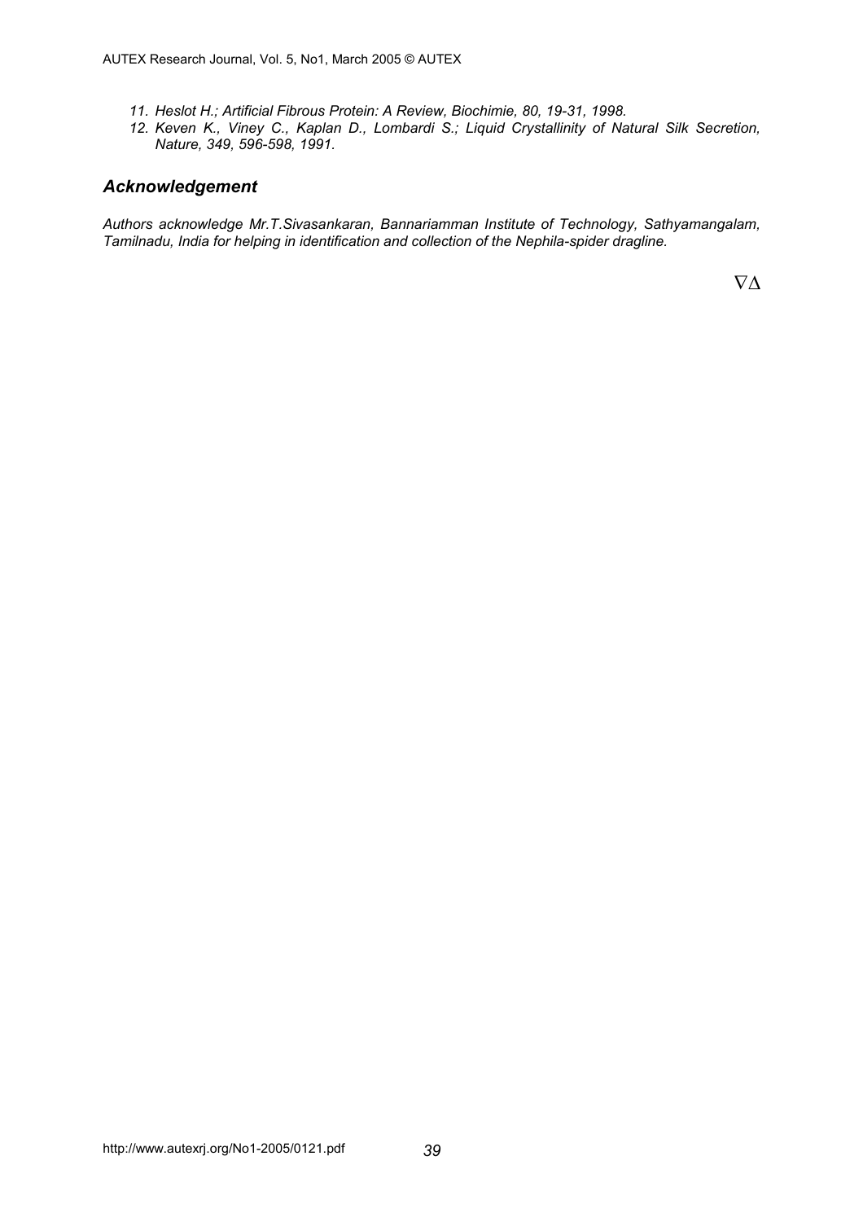11. *Heslot H.; Artificial Fibrous Protein: A Review, Biochimie, 80, 19-31, 1998.*
12. *Keven K., Viney C., Kaplan D., Lombardi S.; Liquid Crystallinity of Natural Silk Secretion, Nature, 349, 596-598, 1991.*

## *Acknowledgement*

*Authors acknowledge Mr.T.Sivasankaran, Bannariamman Institute of Technology, Sathyamangalam, Tamilnadu, India for helping in identification and collection of the Nephila-spider dragline.*

∇∆